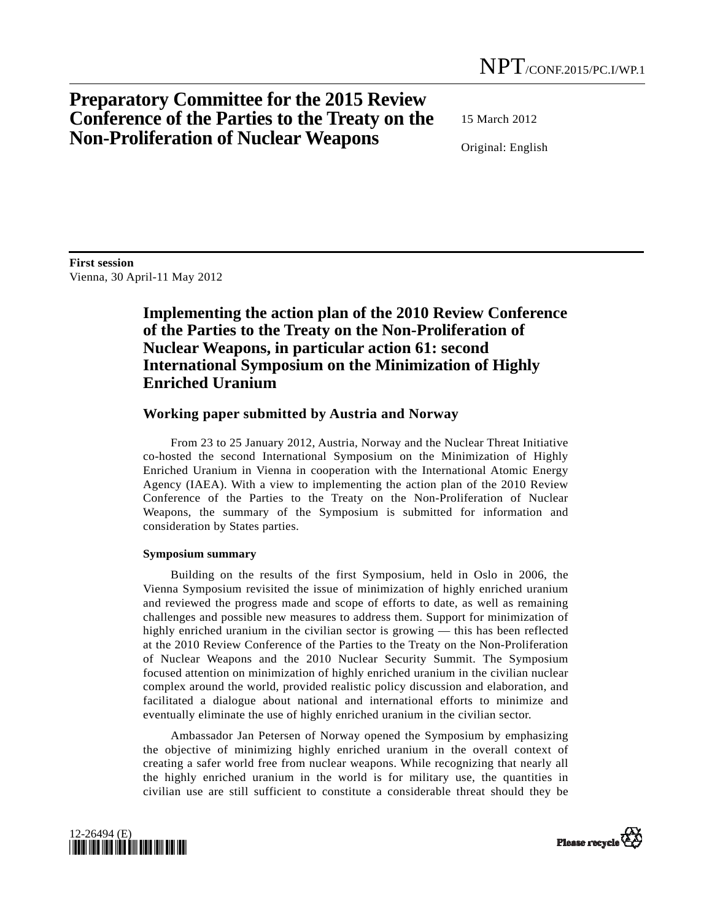NPT/CONF.2015/PC.I/WP.1

# Preparatory Committee for the 2015 Review Conference of the Parties to the Treaty on the Non-Proliferation of Nuclear Weapons

15 March 2012

Original: English

**First session**
Vienna, 30 April-11 May 2012

## Implementing the action plan of the 2010 Review Conference of the Parties to the Treaty on the Non-Proliferation of Nuclear Weapons, in particular action 61: second International Symposium on the Minimization of Highly Enriched Uranium

### Working paper submitted by Austria and Norway

From 23 to 25 January 2012, Austria, Norway and the Nuclear Threat Initiative co-hosted the second International Symposium on the Minimization of Highly Enriched Uranium in Vienna in cooperation with the International Atomic Energy Agency (IAEA). With a view to implementing the action plan of the 2010 Review Conference of the Parties to the Treaty on the Non-Proliferation of Nuclear Weapons, the summary of the Symposium is submitted for information and consideration by States parties.

**Symposium summary**

Building on the results of the first Symposium, held in Oslo in 2006, the Vienna Symposium revisited the issue of minimization of highly enriched uranium and reviewed the progress made and scope of efforts to date, as well as remaining challenges and possible new measures to address them. Support for minimization of highly enriched uranium in the civilian sector is growing — this has been reflected at the 2010 Review Conference of the Parties to the Treaty on the Non-Proliferation of Nuclear Weapons and the 2010 Nuclear Security Summit. The Symposium focused attention on minimization of highly enriched uranium in the civilian nuclear complex around the world, provided realistic policy discussion and elaboration, and facilitated a dialogue about national and international efforts to minimize and eventually eliminate the use of highly enriched uranium in the civilian sector.

Ambassador Jan Petersen of Norway opened the Symposium by emphasizing the objective of minimizing highly enriched uranium in the overall context of creating a safer world free from nuclear weapons. While recognizing that nearly all the highly enriched uranium in the world is for military use, the quantities in civilian use are still sufficient to constitute a considerable threat should they be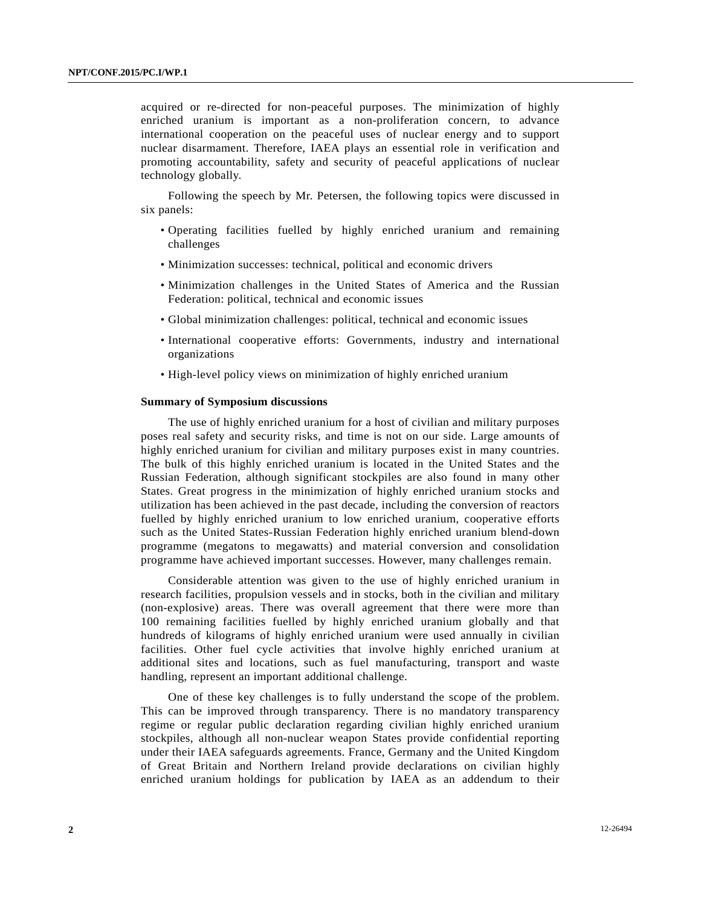acquired or re-directed for non-peaceful purposes. The minimization of highly enriched uranium is important as a non-proliferation concern, to advance international cooperation on the peaceful uses of nuclear energy and to support nuclear disarmament. Therefore, IAEA plays an essential role in verification and promoting accountability, safety and security of peaceful applications of nuclear technology globally.

Following the speech by Mr. Petersen, the following topics were discussed in six panels:

- Operating facilities fuelled by highly enriched uranium and remaining challenges
- Minimization successes: technical, political and economic drivers
- Minimization challenges in the United States of America and the Russian Federation: political, technical and economic issues
- Global minimization challenges: political, technical and economic issues
- International cooperative efforts: Governments, industry and international organizations
- High-level policy views on minimization of highly enriched uranium

**Summary of Symposium discussions**

The use of highly enriched uranium for a host of civilian and military purposes poses real safety and security risks, and time is not on our side. Large amounts of highly enriched uranium for civilian and military purposes exist in many countries. The bulk of this highly enriched uranium is located in the United States and the Russian Federation, although significant stockpiles are also found in many other States. Great progress in the minimization of highly enriched uranium stocks and utilization has been achieved in the past decade, including the conversion of reactors fuelled by highly enriched uranium to low enriched uranium, cooperative efforts such as the United States-Russian Federation highly enriched uranium blend-down programme (megatons to megawatts) and material conversion and consolidation programme have achieved important successes. However, many challenges remain.

Considerable attention was given to the use of highly enriched uranium in research facilities, propulsion vessels and in stocks, both in the civilian and military (non-explosive) areas. There was overall agreement that there were more than 100 remaining facilities fuelled by highly enriched uranium globally and that hundreds of kilograms of highly enriched uranium were used annually in civilian facilities. Other fuel cycle activities that involve highly enriched uranium at additional sites and locations, such as fuel manufacturing, transport and waste handling, represent an important additional challenge.

One of these key challenges is to fully understand the scope of the problem. This can be improved through transparency. There is no mandatory transparency regime or regular public declaration regarding civilian highly enriched uranium stockpiles, although all non-nuclear weapon States provide confidential reporting under their IAEA safeguards agreements. France, Germany and the United Kingdom of Great Britain and Northern Ireland provide declarations on civilian highly enriched uranium holdings for publication by IAEA as an addendum to their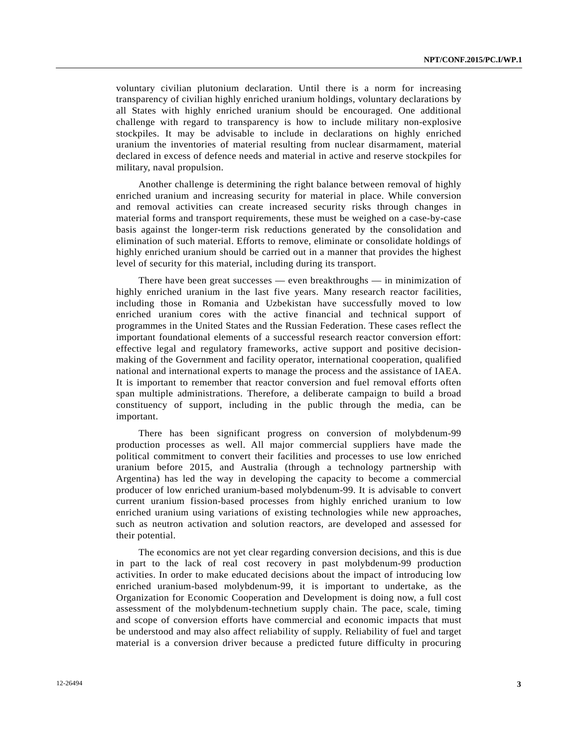voluntary civilian plutonium declaration. Until there is a norm for increasing transparency of civilian highly enriched uranium holdings, voluntary declarations by all States with highly enriched uranium should be encouraged. One additional challenge with regard to transparency is how to include military non-explosive stockpiles. It may be advisable to include in declarations on highly enriched uranium the inventories of material resulting from nuclear disarmament, material declared in excess of defence needs and material in active and reserve stockpiles for military, naval propulsion.

Another challenge is determining the right balance between removal of highly enriched uranium and increasing security for material in place. While conversion and removal activities can create increased security risks through changes in material forms and transport requirements, these must be weighed on a case-by-case basis against the longer-term risk reductions generated by the consolidation and elimination of such material. Efforts to remove, eliminate or consolidate holdings of highly enriched uranium should be carried out in a manner that provides the highest level of security for this material, including during its transport.

There have been great successes — even breakthroughs — in minimization of highly enriched uranium in the last five years. Many research reactor facilities, including those in Romania and Uzbekistan have successfully moved to low enriched uranium cores with the active financial and technical support of programmes in the United States and the Russian Federation. These cases reflect the important foundational elements of a successful research reactor conversion effort: effective legal and regulatory frameworks, active support and positive decision-making of the Government and facility operator, international cooperation, qualified national and international experts to manage the process and the assistance of IAEA. It is important to remember that reactor conversion and fuel removal efforts often span multiple administrations. Therefore, a deliberate campaign to build a broad constituency of support, including in the public through the media, can be important.

There has been significant progress on conversion of molybdenum-99 production processes as well. All major commercial suppliers have made the political commitment to convert their facilities and processes to use low enriched uranium before 2015, and Australia (through a technology partnership with Argentina) has led the way in developing the capacity to become a commercial producer of low enriched uranium-based molybdenum-99. It is advisable to convert current uranium fission-based processes from highly enriched uranium to low enriched uranium using variations of existing technologies while new approaches, such as neutron activation and solution reactors, are developed and assessed for their potential.

The economics are not yet clear regarding conversion decisions, and this is due in part to the lack of real cost recovery in past molybdenum-99 production activities. In order to make educated decisions about the impact of introducing low enriched uranium-based molybdenum-99, it is important to undertake, as the Organization for Economic Cooperation and Development is doing now, a full cost assessment of the molybdenum-technetium supply chain. The pace, scale, timing and scope of conversion efforts have commercial and economic impacts that must be understood and may also affect reliability of supply. Reliability of fuel and target material is a conversion driver because a predicted future difficulty in procuring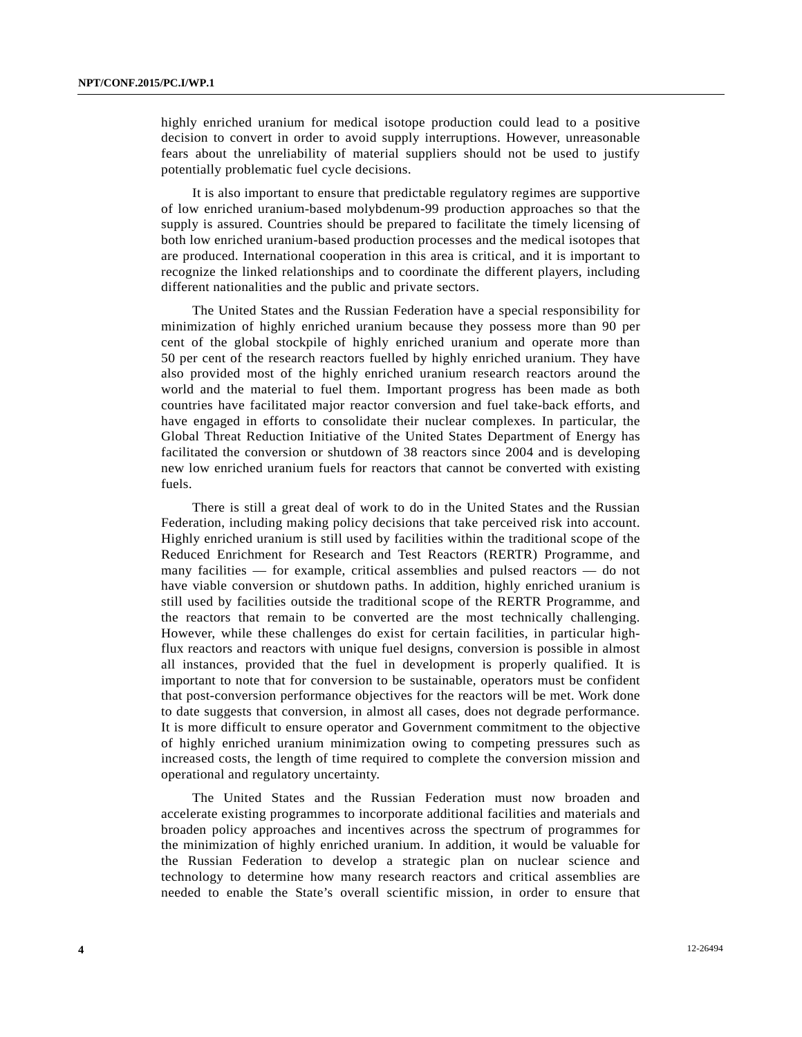highly enriched uranium for medical isotope production could lead to a positive decision to convert in order to avoid supply interruptions. However, unreasonable fears about the unreliability of material suppliers should not be used to justify potentially problematic fuel cycle decisions.

It is also important to ensure that predictable regulatory regimes are supportive of low enriched uranium-based molybdenum-99 production approaches so that the supply is assured. Countries should be prepared to facilitate the timely licensing of both low enriched uranium-based production processes and the medical isotopes that are produced. International cooperation in this area is critical, and it is important to recognize the linked relationships and to coordinate the different players, including different nationalities and the public and private sectors.

The United States and the Russian Federation have a special responsibility for minimization of highly enriched uranium because they possess more than 90 per cent of the global stockpile of highly enriched uranium and operate more than 50 per cent of the research reactors fuelled by highly enriched uranium. They have also provided most of the highly enriched uranium research reactors around the world and the material to fuel them. Important progress has been made as both countries have facilitated major reactor conversion and fuel take-back efforts, and have engaged in efforts to consolidate their nuclear complexes. In particular, the Global Threat Reduction Initiative of the United States Department of Energy has facilitated the conversion or shutdown of 38 reactors since 2004 and is developing new low enriched uranium fuels for reactors that cannot be converted with existing fuels.

There is still a great deal of work to do in the United States and the Russian Federation, including making policy decisions that take perceived risk into account. Highly enriched uranium is still used by facilities within the traditional scope of the Reduced Enrichment for Research and Test Reactors (RERTR) Programme, and many facilities — for example, critical assemblies and pulsed reactors — do not have viable conversion or shutdown paths. In addition, highly enriched uranium is still used by facilities outside the traditional scope of the RERTR Programme, and the reactors that remain to be converted are the most technically challenging. However, while these challenges do exist for certain facilities, in particular high-flux reactors and reactors with unique fuel designs, conversion is possible in almost all instances, provided that the fuel in development is properly qualified. It is important to note that for conversion to be sustainable, operators must be confident that post-conversion performance objectives for the reactors will be met. Work done to date suggests that conversion, in almost all cases, does not degrade performance. It is more difficult to ensure operator and Government commitment to the objective of highly enriched uranium minimization owing to competing pressures such as increased costs, the length of time required to complete the conversion mission and operational and regulatory uncertainty.

The United States and the Russian Federation must now broaden and accelerate existing programmes to incorporate additional facilities and materials and broaden policy approaches and incentives across the spectrum of programmes for the minimization of highly enriched uranium. In addition, it would be valuable for the Russian Federation to develop a strategic plan on nuclear science and technology to determine how many research reactors and critical assemblies are needed to enable the State's overall scientific mission, in order to ensure that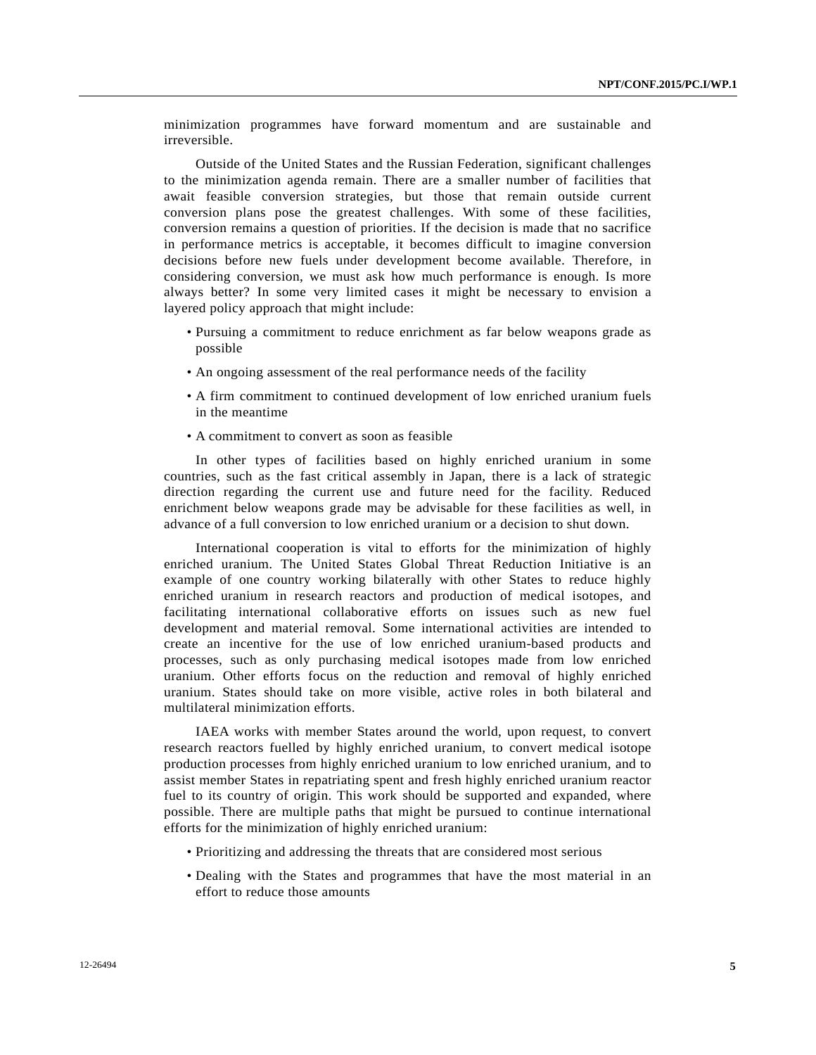minimization programmes have forward momentum and are sustainable and irreversible.

Outside of the United States and the Russian Federation, significant challenges to the minimization agenda remain. There are a smaller number of facilities that await feasible conversion strategies, but those that remain outside current conversion plans pose the greatest challenges. With some of these facilities, conversion remains a question of priorities. If the decision is made that no sacrifice in performance metrics is acceptable, it becomes difficult to imagine conversion decisions before new fuels under development become available. Therefore, in considering conversion, we must ask how much performance is enough. Is more always better? In some very limited cases it might be necessary to envision a layered policy approach that might include:

- Pursuing a commitment to reduce enrichment as far below weapons grade as possible
- An ongoing assessment of the real performance needs of the facility
- A firm commitment to continued development of low enriched uranium fuels in the meantime
- A commitment to convert as soon as feasible

In other types of facilities based on highly enriched uranium in some countries, such as the fast critical assembly in Japan, there is a lack of strategic direction regarding the current use and future need for the facility. Reduced enrichment below weapons grade may be advisable for these facilities as well, in advance of a full conversion to low enriched uranium or a decision to shut down.

International cooperation is vital to efforts for the minimization of highly enriched uranium. The United States Global Threat Reduction Initiative is an example of one country working bilaterally with other States to reduce highly enriched uranium in research reactors and production of medical isotopes, and facilitating international collaborative efforts on issues such as new fuel development and material removal. Some international activities are intended to create an incentive for the use of low enriched uranium-based products and processes, such as only purchasing medical isotopes made from low enriched uranium. Other efforts focus on the reduction and removal of highly enriched uranium. States should take on more visible, active roles in both bilateral and multilateral minimization efforts.

IAEA works with member States around the world, upon request, to convert research reactors fuelled by highly enriched uranium, to convert medical isotope production processes from highly enriched uranium to low enriched uranium, and to assist member States in repatriating spent and fresh highly enriched uranium reactor fuel to its country of origin. This work should be supported and expanded, where possible. There are multiple paths that might be pursued to continue international efforts for the minimization of highly enriched uranium:

- Prioritizing and addressing the threats that are considered most serious
- Dealing with the States and programmes that have the most material in an effort to reduce those amounts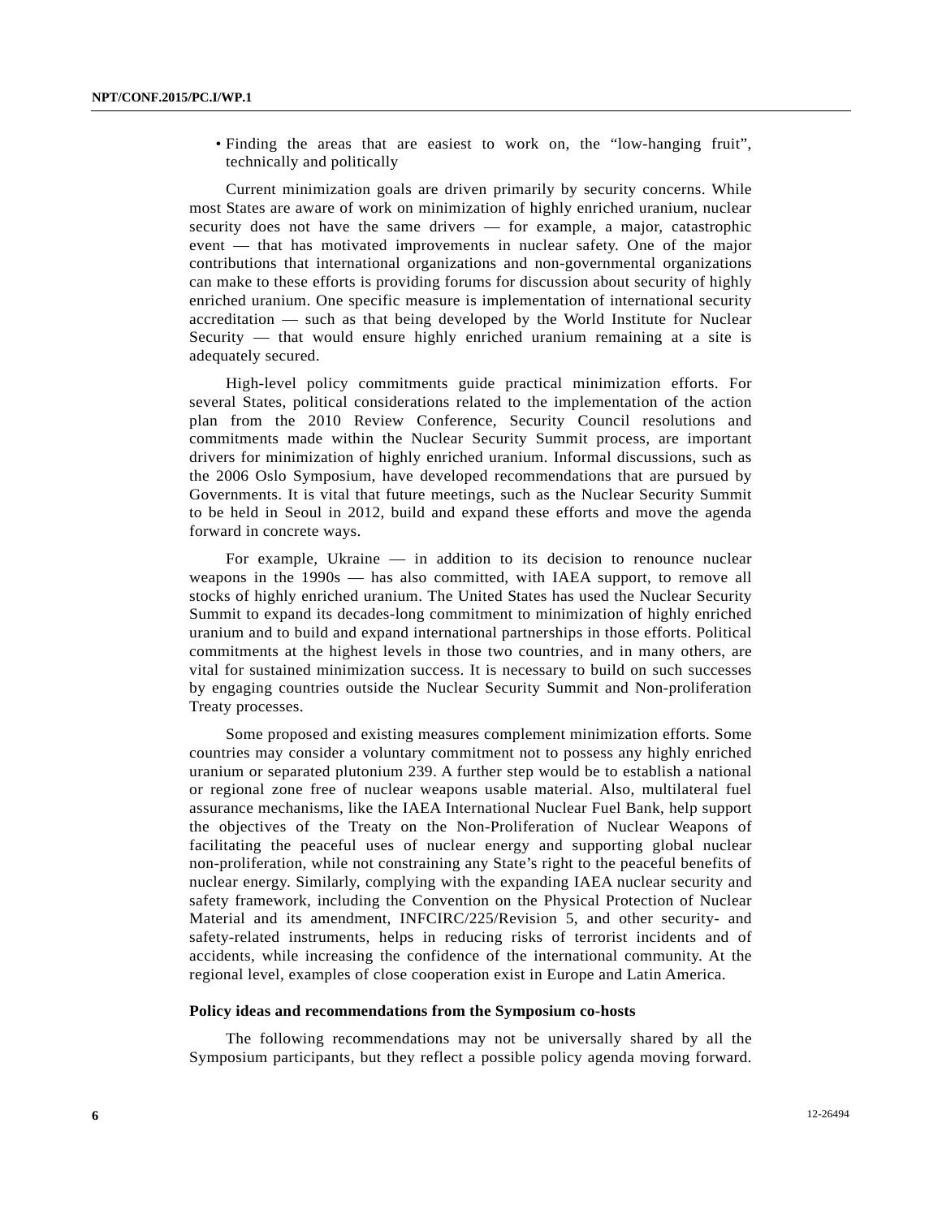- Finding the areas that are easiest to work on, the "low-hanging fruit", technically and politically

Current minimization goals are driven primarily by security concerns. While most States are aware of work on minimization of highly enriched uranium, nuclear security does not have the same drivers — for example, a major, catastrophic event — that has motivated improvements in nuclear safety. One of the major contributions that international organizations and non-governmental organizations can make to these efforts is providing forums for discussion about security of highly enriched uranium. One specific measure is implementation of international security accreditation — such as that being developed by the World Institute for Nuclear Security — that would ensure highly enriched uranium remaining at a site is adequately secured.

High-level policy commitments guide practical minimization efforts. For several States, political considerations related to the implementation of the action plan from the 2010 Review Conference, Security Council resolutions and commitments made within the Nuclear Security Summit process, are important drivers for minimization of highly enriched uranium. Informal discussions, such as the 2006 Oslo Symposium, have developed recommendations that are pursued by Governments. It is vital that future meetings, such as the Nuclear Security Summit to be held in Seoul in 2012, build and expand these efforts and move the agenda forward in concrete ways.

For example, Ukraine — in addition to its decision to renounce nuclear weapons in the 1990s — has also committed, with IAEA support, to remove all stocks of highly enriched uranium. The United States has used the Nuclear Security Summit to expand its decades-long commitment to minimization of highly enriched uranium and to build and expand international partnerships in those efforts. Political commitments at the highest levels in those two countries, and in many others, are vital for sustained minimization success. It is necessary to build on such successes by engaging countries outside the Nuclear Security Summit and Non-proliferation Treaty processes.

Some proposed and existing measures complement minimization efforts. Some countries may consider a voluntary commitment not to possess any highly enriched uranium or separated plutonium 239. A further step would be to establish a national or regional zone free of nuclear weapons usable material. Also, multilateral fuel assurance mechanisms, like the IAEA International Nuclear Fuel Bank, help support the objectives of the Treaty on the Non-Proliferation of Nuclear Weapons of facilitating the peaceful uses of nuclear energy and supporting global nuclear non-proliferation, while not constraining any State's right to the peaceful benefits of nuclear energy. Similarly, complying with the expanding IAEA nuclear security and safety framework, including the Convention on the Physical Protection of Nuclear Material and its amendment, INFCIRC/225/Revision 5, and other security- and safety-related instruments, helps in reducing risks of terrorist incidents and of accidents, while increasing the confidence of the international community. At the regional level, examples of close cooperation exist in Europe and Latin America.

### Policy ideas and recommendations from the Symposium co-hosts

The following recommendations may not be universally shared by all the Symposium participants, but they reflect a possible policy agenda moving forward.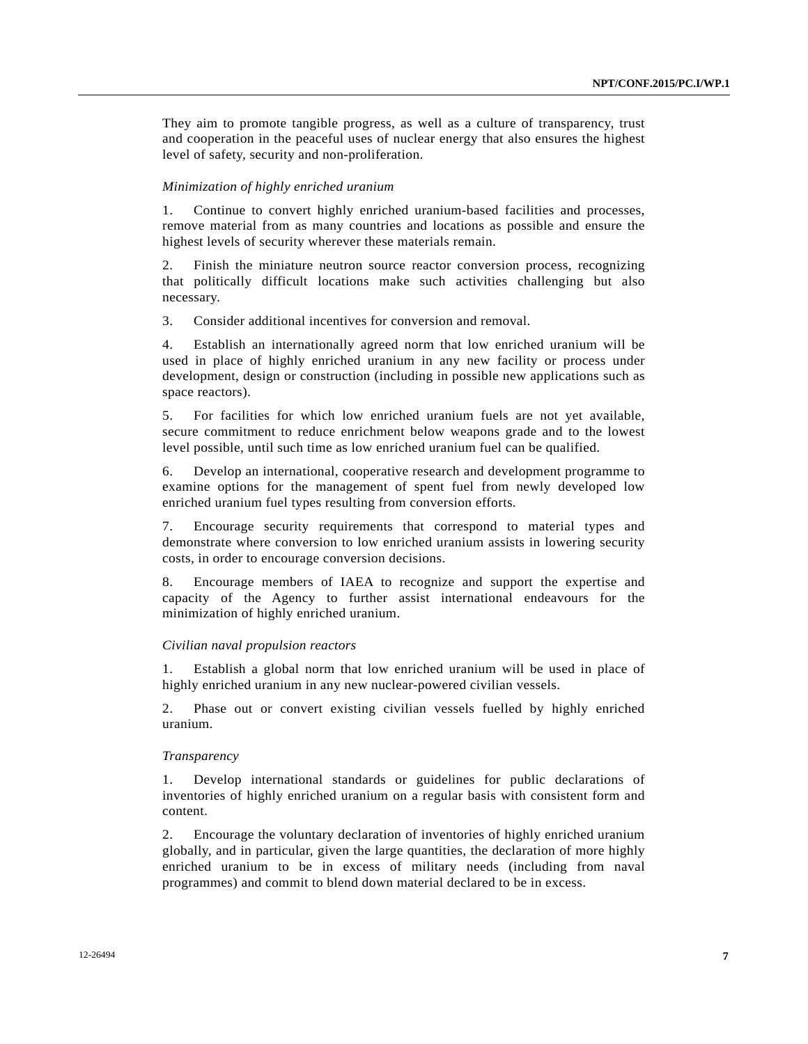They aim to promote tangible progress, as well as a culture of transparency, trust and cooperation in the peaceful uses of nuclear energy that also ensures the highest level of safety, security and non-proliferation.

*Minimization of highly enriched uranium*

1. Continue to convert highly enriched uranium-based facilities and processes, remove material from as many countries and locations as possible and ensure the highest levels of security wherever these materials remain.

2. Finish the miniature neutron source reactor conversion process, recognizing that politically difficult locations make such activities challenging but also necessary.

3. Consider additional incentives for conversion and removal.

4. Establish an internationally agreed norm that low enriched uranium will be used in place of highly enriched uranium in any new facility or process under development, design or construction (including in possible new applications such as space reactors).

5. For facilities for which low enriched uranium fuels are not yet available, secure commitment to reduce enrichment below weapons grade and to the lowest level possible, until such time as low enriched uranium fuel can be qualified.

6. Develop an international, cooperative research and development programme to examine options for the management of spent fuel from newly developed low enriched uranium fuel types resulting from conversion efforts.

7. Encourage security requirements that correspond to material types and demonstrate where conversion to low enriched uranium assists in lowering security costs, in order to encourage conversion decisions.

8. Encourage members of IAEA to recognize and support the expertise and capacity of the Agency to further assist international endeavours for the minimization of highly enriched uranium.

*Civilian naval propulsion reactors*

1. Establish a global norm that low enriched uranium will be used in place of highly enriched uranium in any new nuclear-powered civilian vessels.

2. Phase out or convert existing civilian vessels fuelled by highly enriched uranium.

*Transparency*

1. Develop international standards or guidelines for public declarations of inventories of highly enriched uranium on a regular basis with consistent form and content.

2. Encourage the voluntary declaration of inventories of highly enriched uranium globally, and in particular, given the large quantities, the declaration of more highly enriched uranium to be in excess of military needs (including from naval programmes) and commit to blend down material declared to be in excess.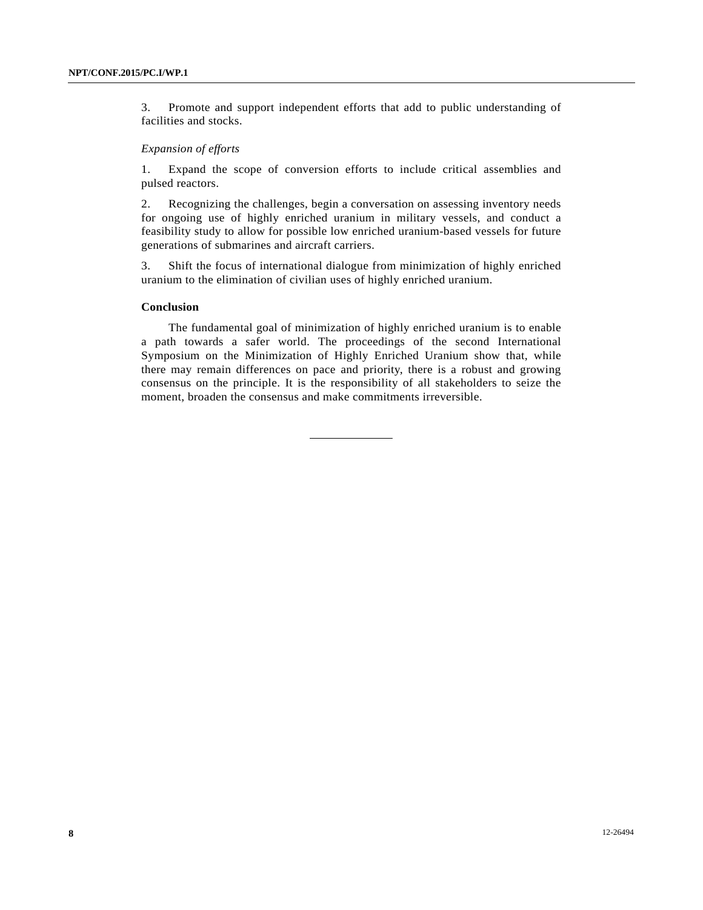3. Promote and support independent efforts that add to public understanding of facilities and stocks.

*Expansion of efforts*

1. Expand the scope of conversion efforts to include critical assemblies and pulsed reactors.

2. Recognizing the challenges, begin a conversation on assessing inventory needs for ongoing use of highly enriched uranium in military vessels, and conduct a feasibility study to allow for possible low enriched uranium-based vessels for future generations of submarines and aircraft carriers.

3. Shift the focus of international dialogue from minimization of highly enriched uranium to the elimination of civilian uses of highly enriched uranium.

**Conclusion**

The fundamental goal of minimization of highly enriched uranium is to enable a path towards a safer world. The proceedings of the second International Symposium on the Minimization of Highly Enriched Uranium show that, while there may remain differences on pace and priority, there is a robust and growing consensus on the principle. It is the responsibility of all stakeholders to seize the moment, broaden the consensus and make commitments irreversible.